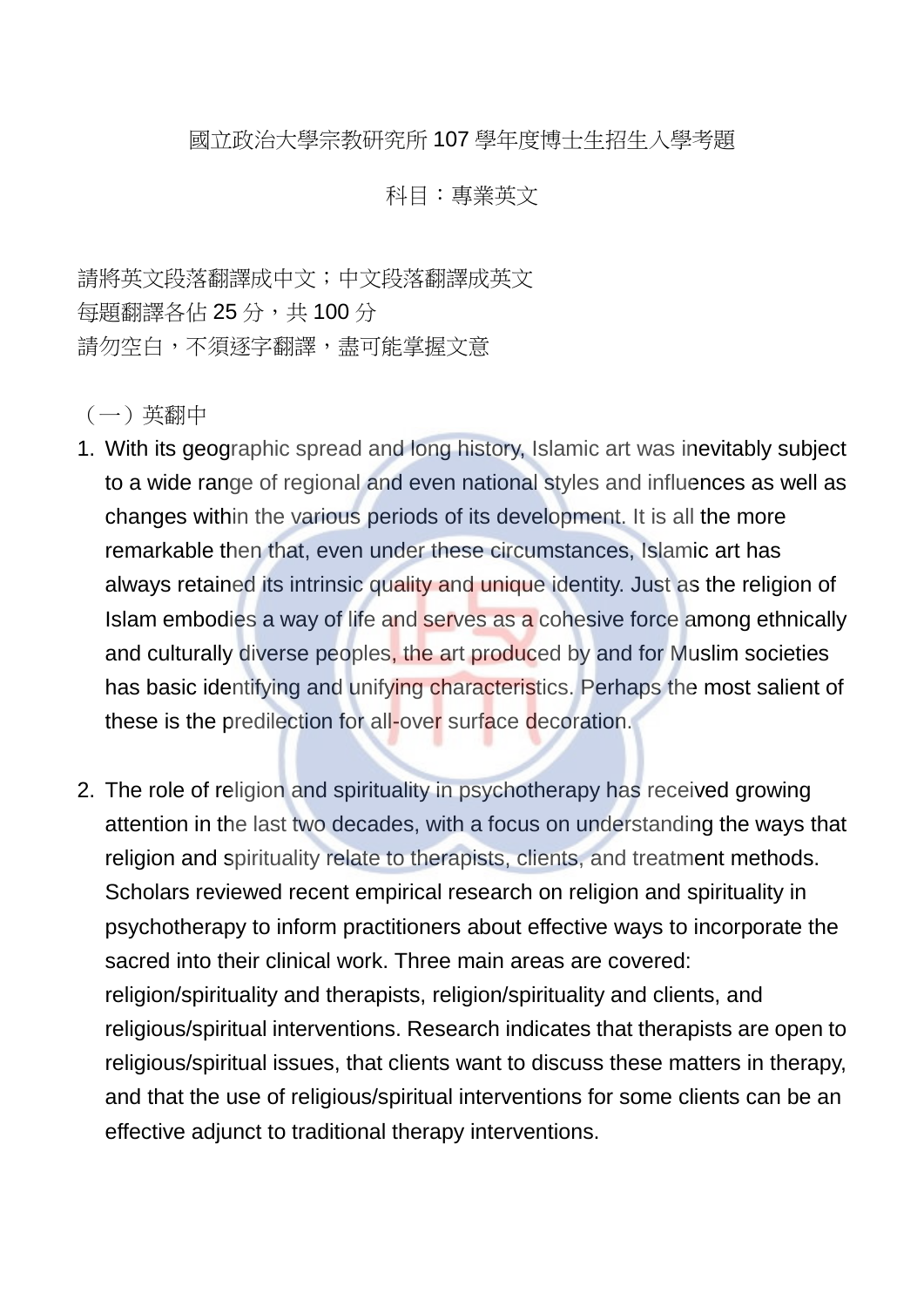國立政治大學宗教研究所 107 學年度博士生招生入學考題

科目：專業英文

請將英文段落翻譯成中文；中文段落翻譯成英文
每題翻譯各佔 25 分，共 100 分
請勿空白，不須逐字翻譯，盡可能掌握文意

（一）英翻中

1. With its geographic spread and long history, Islamic art was inevitably subject to a wide range of regional and even national styles and influences as well as changes within the various periods of its development. It is all the more remarkable then that, even under these circumstances, Islamic art has always retained its intrinsic quality and unique identity. Just as the religion of Islam embodies a way of life and serves as a cohesive force among ethnically and culturally diverse peoples, the art produced by and for Muslim societies has basic identifying and unifying characteristics. Perhaps the most salient of these is the predilection for all-over surface decoration.

2. The role of religion and spirituality in psychotherapy has received growing attention in the last two decades, with a focus on understanding the ways that religion and spirituality relate to therapists, clients, and treatment methods. Scholars reviewed recent empirical research on religion and spirituality in psychotherapy to inform practitioners about effective ways to incorporate the sacred into their clinical work. Three main areas are covered: religion/spirituality and therapists, religion/spirituality and clients, and religious/spiritual interventions. Research indicates that therapists are open to religious/spiritual issues, that clients want to discuss these matters in therapy, and that the use of religious/spiritual interventions for some clients can be an effective adjunct to traditional therapy interventions.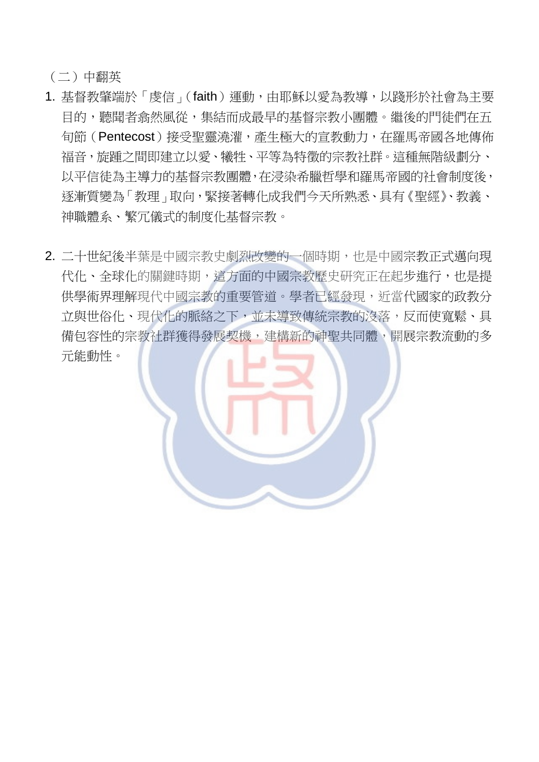（二）中翻英

1. 基督教肇端於「虔信」（faith）運動，由耶穌以愛為教導，以踐形於社會為主要目的，聽聞者翕然風從，集結而成最早的基督宗教小團體。繼後的門徒們在五旬節（Pentecost）接受聖靈澆灌，產生極大的宣教動力，在羅馬帝國各地傳佈福音，旋踵之間即建立以愛、犧牲、平等為特徵的宗教社群。這種無階級劃分、以平信徒為主導力的基督宗教團體，在浸染希臘哲學和羅馬帝國的社會制度後，逐漸質變為「教理」取向，緊接著轉化成我們今天所熟悉、具有《聖經》、教義、神職體系、繁冗儀式的制度化基督宗教。

2. 二十世紀後半葉是中國宗教史劇烈改變的一個時期，也是中國宗教正式邁向現代化、全球化的關鍵時期，這方面的中國宗教歷史研究正在起步進行，也是提供學術界理解現代中國宗教的重要管道。學者已經發現，近當代國家的政教分立與世俗化、現代化的脈絡之下，並未導致傳統宗教的沒落，反而使寬鬆、具備包容性的宗教社群獲得發展契機，建構新的神聖共同體，開展宗教流動的多元能動性。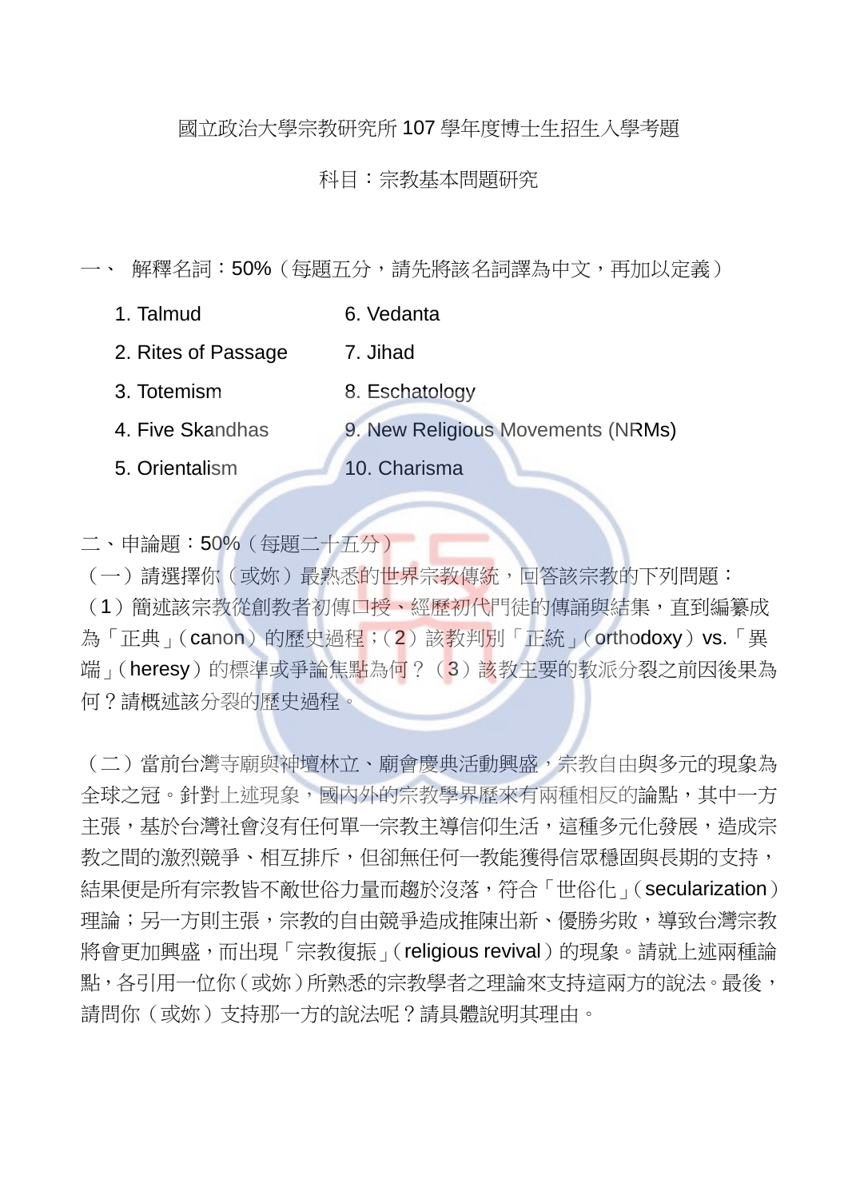國立政治大學宗教研究所 107 學年度博士生招生入學考題

科目：宗教基本問題研究

一、 解釋名詞：50%（每題五分，請先將該名詞譯為中文，再加以定義）

1. Talmud
2. Rites of Passage
3. Totemism
4. Five Skandhas
5. Orientalism
6. Vedanta
7. Jihad
8. Eschatology
9. New Religious Movements (NRMs)
10. Charisma

二、申論題：50%（每題二十五分）

（一）請選擇你（或妳）最熟悉的世界宗教傳統，回答該宗教的下列問題：（1）簡述該宗教從創教者初傳口授、經歷初代門徒的傳誦與結集，直到編纂成為「正典」（canon）的歷史過程；（2）該教判別「正統」（orthodoxy）vs.「異端」（heresy）的標準或爭論焦點為何？（3）該教主要的教派分裂之前因後果為何？請概述該分裂的歷史過程。

（二）當前台灣寺廟與神壇林立、廟會慶典活動興盛，宗教自由與多元的現象為全球之冠。針對上述現象，國內外的宗教學界歷來有兩種相反的論點，其中一方主張，基於台灣社會沒有任何單一宗教主導信仰生活，這種多元化發展，造成宗教之間的激烈競爭、相互排斥，但卻無任何一教能獲得信眾穩固與長期的支持，結果便是所有宗教皆不敵世俗力量而趨於沒落，符合「世俗化」（secularization）理論；另一方則主張，宗教的自由競爭造成推陳出新、優勝劣敗，導致台灣宗教將會更加興盛，而出現「宗教復振」（religious revival）的現象。請就上述兩種論點，各引用一位你（或妳）所熟悉的宗教學者之理論來支持這兩方的說法。最後，請問你（或妳）支持那一方的說法呢？請具體說明其理由。